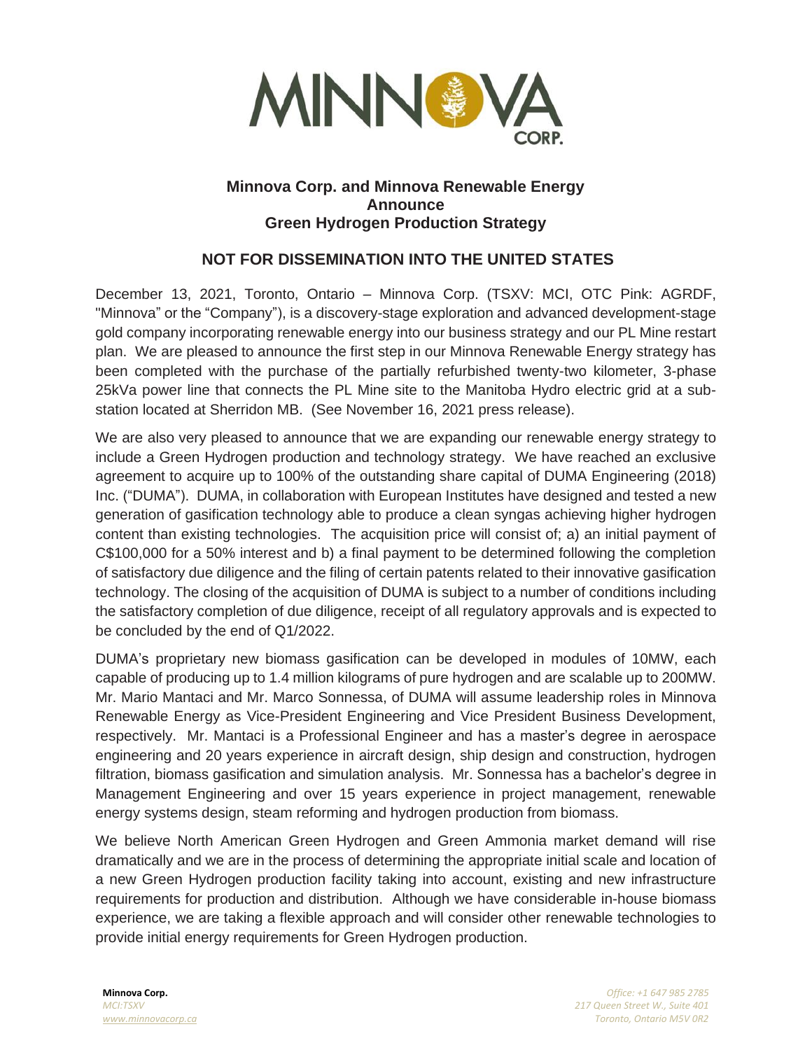# Minnova Corp. and Minnova Renewable Energy Announce Green Hydrogen Production Strategy

## NOT FOR DISSEMINATION INTO THE UNITED STATES

December 13, 2021, Toronto, Ontario – Minnova Corp. (TSXV: MCI, OTC Pink: AGRDF, "Minnova" or the "Company"), is a discovery-stage exploration and advanced development-stage gold company incorporating renewable energy into our business strategy and our PL Mine restart plan. We are pleased to announce the first step in our Minnova Renewable Energy strategy has been completed with the purchase of the partially refurbished twenty-two kilometer, 3-phase 25kVa power line that connects the PL Mine site to the Manitoba Hydro electric grid at a sub-station located at Sherridon MB. (See November 16, 2021 press release).

We are also very pleased to announce that we are expanding our renewable energy strategy to include a Green Hydrogen production and technology strategy. We have reached an exclusive agreement to acquire up to 100% of the outstanding share capital of DUMA Engineering (2018) Inc. ("DUMA"). DUMA, in collaboration with European Institutes have designed and tested a new generation of gasification technology able to produce a clean syngas achieving higher hydrogen content than existing technologies. The acquisition price will consist of; a) an initial payment of C$100,000 for a 50% interest and b) a final payment to be determined following the completion of satisfactory due diligence and the filing of certain patents related to their innovative gasification technology. The closing of the acquisition of DUMA is subject to a number of conditions including the satisfactory completion of due diligence, receipt of all regulatory approvals and is expected to be concluded by the end of Q1/2022.

DUMA's proprietary new biomass gasification can be developed in modules of 10MW, each capable of producing up to 1.4 million kilograms of pure hydrogen and are scalable up to 200MW. Mr. Mario Mantaci and Mr. Marco Sonnessa, of DUMA will assume leadership roles in Minnova Renewable Energy as Vice-President Engineering and Vice President Business Development, respectively. Mr. Mantaci is a Professional Engineer and has a master's degree in aerospace engineering and 20 years experience in aircraft design, ship design and construction, hydrogen filtration, biomass gasification and simulation analysis. Mr. Sonnessa has a bachelor's degree in Management Engineering and over 15 years experience in project management, renewable energy systems design, steam reforming and hydrogen production from biomass.

We believe North American Green Hydrogen and Green Ammonia market demand will rise dramatically and we are in the process of determining the appropriate initial scale and location of a new Green Hydrogen production facility taking into account, existing and new infrastructure requirements for production and distribution. Although we have considerable in-house biomass experience, we are taking a flexible approach and will consider other renewable technologies to provide initial energy requirements for Green Hydrogen production.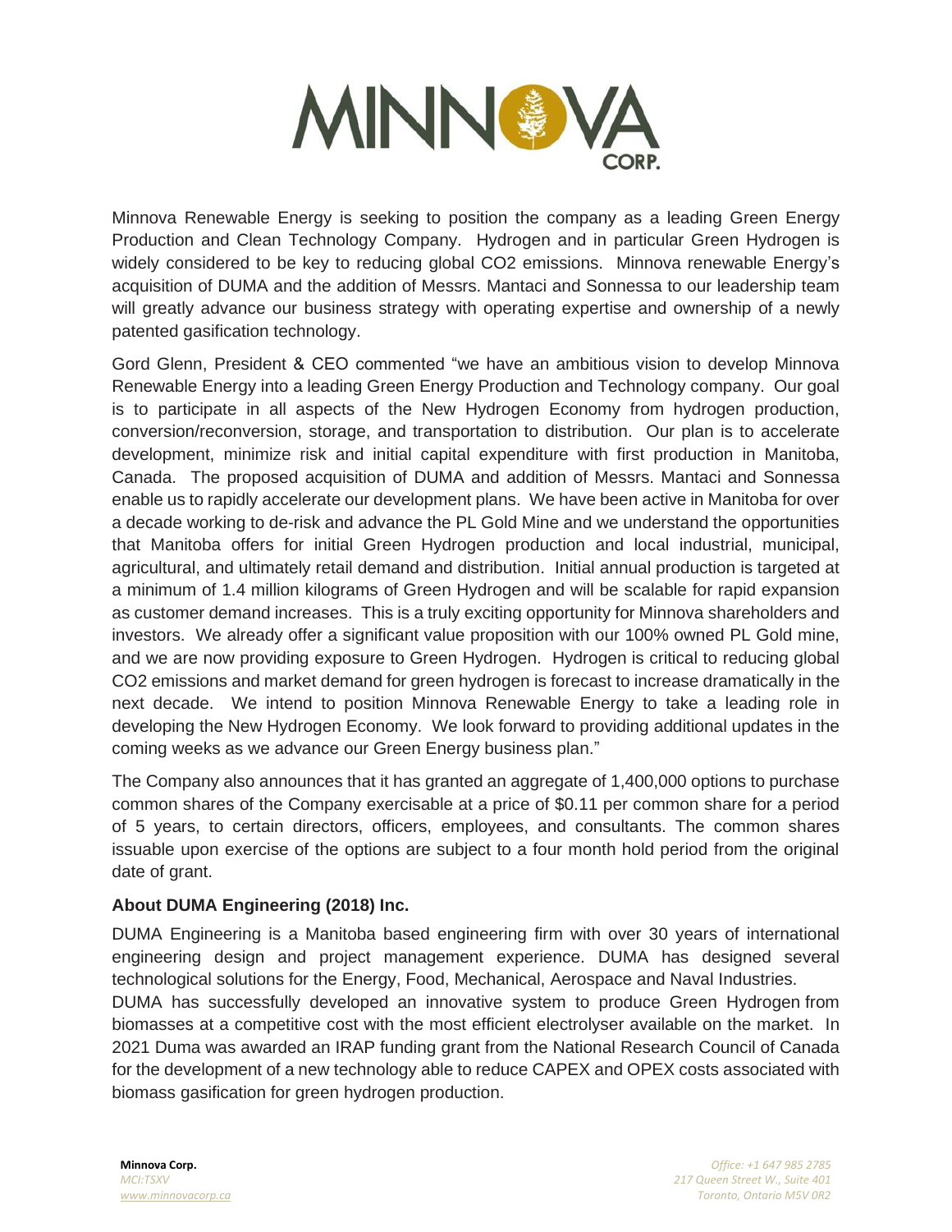Minnova Renewable Energy is seeking to position the company as a leading Green Energy Production and Clean Technology Company. Hydrogen and in particular Green Hydrogen is widely considered to be key to reducing global CO2 emissions. Minnova renewable Energy's acquisition of DUMA and the addition of Messrs. Mantaci and Sonnessa to our leadership team will greatly advance our business strategy with operating expertise and ownership of a newly patented gasification technology.

Gord Glenn, President & CEO commented "we have an ambitious vision to develop Minnova Renewable Energy into a leading Green Energy Production and Technology company. Our goal is to participate in all aspects of the New Hydrogen Economy from hydrogen production, conversion/reconversion, storage, and transportation to distribution. Our plan is to accelerate development, minimize risk and initial capital expenditure with first production in Manitoba, Canada. The proposed acquisition of DUMA and addition of Messrs. Mantaci and Sonnessa enable us to rapidly accelerate our development plans. We have been active in Manitoba for over a decade working to de-risk and advance the PL Gold Mine and we understand the opportunities that Manitoba offers for initial Green Hydrogen production and local industrial, municipal, agricultural, and ultimately retail demand and distribution. Initial annual production is targeted at a minimum of 1.4 million kilograms of Green Hydrogen and will be scalable for rapid expansion as customer demand increases. This is a truly exciting opportunity for Minnova shareholders and investors. We already offer a significant value proposition with our 100% owned PL Gold mine, and we are now providing exposure to Green Hydrogen. Hydrogen is critical to reducing global CO2 emissions and market demand for green hydrogen is forecast to increase dramatically in the next decade. We intend to position Minnova Renewable Energy to take a leading role in developing the New Hydrogen Economy. We look forward to providing additional updates in the coming weeks as we advance our Green Energy business plan."

The Company also announces that it has granted an aggregate of 1,400,000 options to purchase common shares of the Company exercisable at a price of $0.11 per common share for a period of 5 years, to certain directors, officers, employees, and consultants. The common shares issuable upon exercise of the options are subject to a four month hold period from the original date of grant.

**About DUMA Engineering (2018) Inc.**

DUMA Engineering is a Manitoba based engineering firm with over 30 years of international engineering design and project management experience. DUMA has designed several technological solutions for the Energy, Food, Mechanical, Aerospace and Naval Industries.

DUMA has successfully developed an innovative system to produce Green Hydrogen from biomasses at a competitive cost with the most efficient electrolyser available on the market. In 2021 Duma was awarded an IRAP funding grant from the National Research Council of Canada for the development of a new technology able to reduce CAPEX and OPEX costs associated with biomass gasification for green hydrogen production.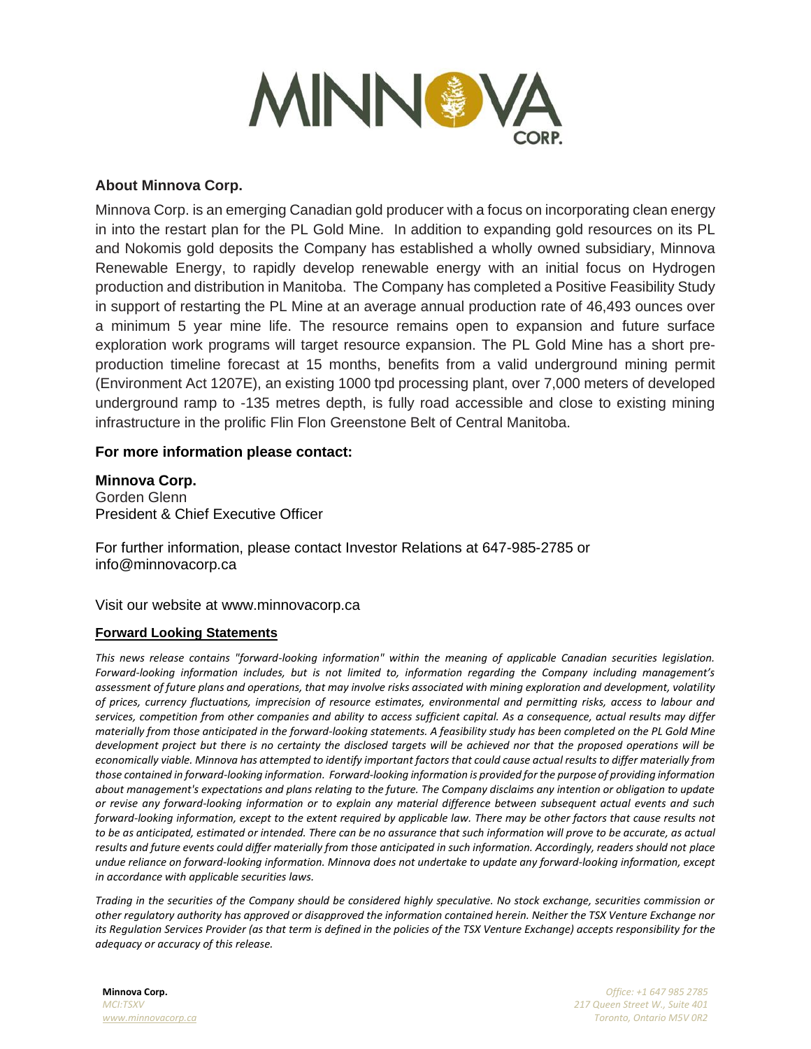## About Minnova Corp.

Minnova Corp. is an emerging Canadian gold producer with a focus on incorporating clean energy in into the restart plan for the PL Gold Mine. In addition to expanding gold resources on its PL and Nokomis gold deposits the Company has established a wholly owned subsidiary, Minnova Renewable Energy, to rapidly develop renewable energy with an initial focus on Hydrogen production and distribution in Manitoba. The Company has completed a Positive Feasibility Study in support of restarting the PL Mine at an average annual production rate of 46,493 ounces over a minimum 5 year mine life. The resource remains open to expansion and future surface exploration work programs will target resource expansion. The PL Gold Mine has a short pre-production timeline forecast at 15 months, benefits from a valid underground mining permit (Environment Act 1207E), an existing 1000 tpd processing plant, over 7,000 meters of developed underground ramp to -135 metres depth, is fully road accessible and close to existing mining infrastructure in the prolific Flin Flon Greenstone Belt of Central Manitoba.

## For more information please contact:

**Minnova Corp.**
Gorden Glenn
President & Chief Executive Officer

For further information, please contact Investor Relations at 647-985-2785 or info@minnovacorp.ca

Visit our website at www.minnovacorp.ca

**Forward Looking Statements**

*This news release contains "forward-looking information" within the meaning of applicable Canadian securities legislation. Forward-looking information includes, but is not limited to, information regarding the Company including management's assessment of future plans and operations, that may involve risks associated with mining exploration and development, volatility of prices, currency fluctuations, imprecision of resource estimates, environmental and permitting risks, access to labour and services, competition from other companies and ability to access sufficient capital. As a consequence, actual results may differ materially from those anticipated in the forward-looking statements. A feasibility study has been completed on the PL Gold Mine development project but there is no certainty the disclosed targets will be achieved nor that the proposed operations will be economically viable. Minnova has attempted to identify important factors that could cause actual results to differ materially from those contained in forward-looking information. Forward-looking information is provided for the purpose of providing information about management's expectations and plans relating to the future. The Company disclaims any intention or obligation to update or revise any forward-looking information or to explain any material difference between subsequent actual events and such forward-looking information, except to the extent required by applicable law. There may be other factors that cause results not to be as anticipated, estimated or intended. There can be no assurance that such information will prove to be accurate, as actual results and future events could differ materially from those anticipated in such information. Accordingly, readers should not place undue reliance on forward-looking information. Minnova does not undertake to update any forward-looking information, except in accordance with applicable securities laws.*

*Trading in the securities of the Company should be considered highly speculative. No stock exchange, securities commission or other regulatory authority has approved or disapproved the information contained herein. Neither the TSX Venture Exchange nor its Regulation Services Provider (as that term is defined in the policies of the TSX Venture Exchange) accepts responsibility for the adequacy or accuracy of this release.*